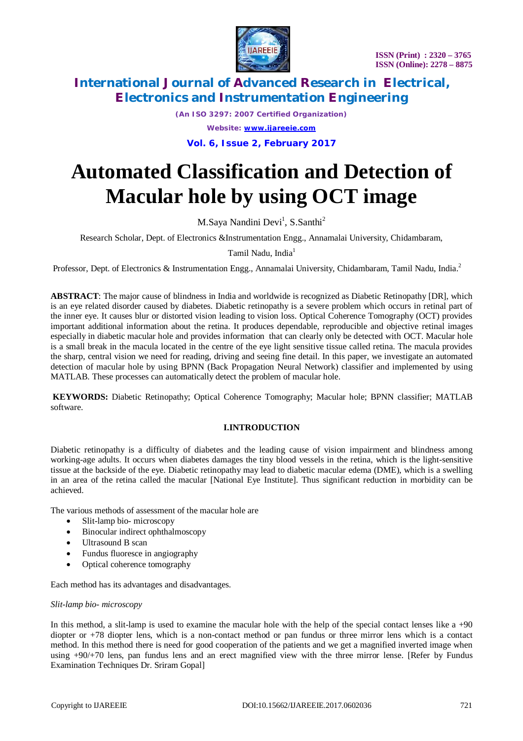# Automated Classification and Detection of Macular hole by using OCT image

M.Saya Nandini Devi[1], S.Santhi[2]

Research Scholar, Dept. of Electronics &Instrumentation Engg., Annamalai University, Chidambaram, Tamil Nadu, India[1]

Professor, Dept. of Electronics & Instrumentation Engg., Annamalai University, Chidambaram, Tamil Nadu, India.[2]

**ABSTRACT**: The major cause of blindness in India and worldwide is recognized as Diabetic Retinopathy [DR], which is an eye related disorder caused by diabetes. Diabetic retinopathy is a severe problem which occurs in retinal part of the inner eye. It causes blur or distorted vision leading to vision loss. Optical Coherence Tomography (OCT) provides important additional information about the retina. It produces dependable, reproducible and objective retinal images especially in diabetic macular hole and provides information that can clearly only be detected with OCT. Macular hole is a small break in the macula located in the centre of the eye light sensitive tissue called retina. The macula provides the sharp, central vision we need for reading, driving and seeing fine detail. In this paper, we investigate an automated detection of macular hole by using BPNN (Back Propagation Neural Network) classifier and implemented by using MATLAB. These processes can automatically detect the problem of macular hole.

**KEYWORDS:** Diabetic Retinopathy; Optical Coherence Tomography; Macular hole; BPNN classifier; MATLAB software.

## I.INTRODUCTION

Diabetic retinopathy is a difficulty of diabetes and the leading cause of vision impairment and blindness among working-age adults. It occurs when diabetes damages the tiny blood vessels in the retina, which is the light-sensitive tissue at the backside of the eye. Diabetic retinopathy may lead to diabetic macular edema (DME), which is a swelling in an area of the retina called the macular [National Eye Institute]. Thus significant reduction in morbidity can be achieved.

The various methods of assessment of the macular hole are

- Slit-lamp bio- microscopy
- Binocular indirect ophthalmoscopy
- Ultrasound B scan
- Fundus fluoresce in angiography
- Optical coherence tomography

Each method has its advantages and disadvantages.

*Slit-lamp bio- microscopy*

In this method, a slit-lamp is used to examine the macular hole with the help of the special contact lenses like a +90 diopter or +78 diopter lens, which is a non-contact method or pan fundus or three mirror lens which is a contact method. In this method there is need for good cooperation of the patients and we get a magnified inverted image when using +90/+70 lens, pan fundus lens and an erect magnified view with the three mirror lense. [Refer by Fundus Examination Techniques Dr. Sriram Gopal]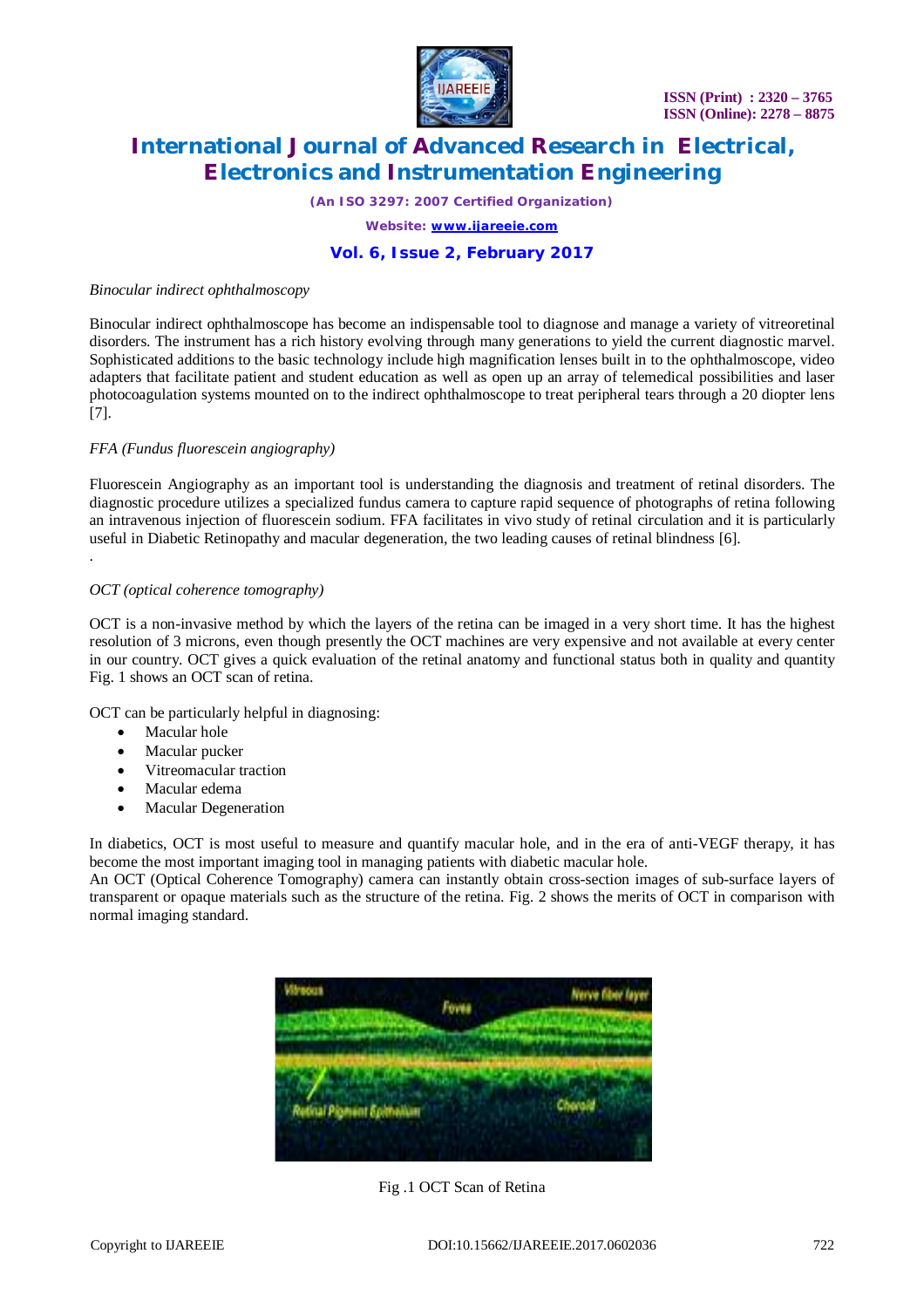*Binocular indirect ophthalmoscopy*

Binocular indirect ophthalmoscope has become an indispensable tool to diagnose and manage a variety of vitreoretinal disorders. The instrument has a rich history evolving through many generations to yield the current diagnostic marvel. Sophisticated additions to the basic technology include high magnification lenses built in to the ophthalmoscope, video adapters that facilitate patient and student education as well as open up an array of telemedical possibilities and laser photocoagulation systems mounted on to the indirect ophthalmoscope to treat peripheral tears through a 20 diopter lens [7].

*FFA (Fundus fluorescein angiography)*

Fluorescein Angiography as an important tool is understanding the diagnosis and treatment of retinal disorders. The diagnostic procedure utilizes a specialized fundus camera to capture rapid sequence of photographs of retina following an intravenous injection of fluorescein sodium. FFA facilitates in vivo study of retinal circulation and it is particularly useful in Diabetic Retinopathy and macular degeneration, the two leading causes of retinal blindness [6].

.

*OCT (optical coherence tomography)*

OCT is a non-invasive method by which the layers of the retina can be imaged in a very short time. It has the highest resolution of 3 microns, even though presently the OCT machines are very expensive and not available at every center in our country. OCT gives a quick evaluation of the retinal anatomy and functional status both in quality and quantity Fig. 1 shows an OCT scan of retina.

OCT can be particularly helpful in diagnosing:

- Macular hole
- Macular pucker
- Vitreomacular traction
- Macular edema
- Macular Degeneration

In diabetics, OCT is most useful to measure and quantify macular hole, and in the era of anti-VEGF therapy, it has become the most important imaging tool in managing patients with diabetic macular hole.
An OCT (Optical Coherence Tomography) camera can instantly obtain cross-section images of sub-surface layers of transparent or opaque materials such as the structure of the retina. Fig. 2 shows the merits of OCT in comparison with normal imaging standard.

Fig .1 OCT Scan of Retina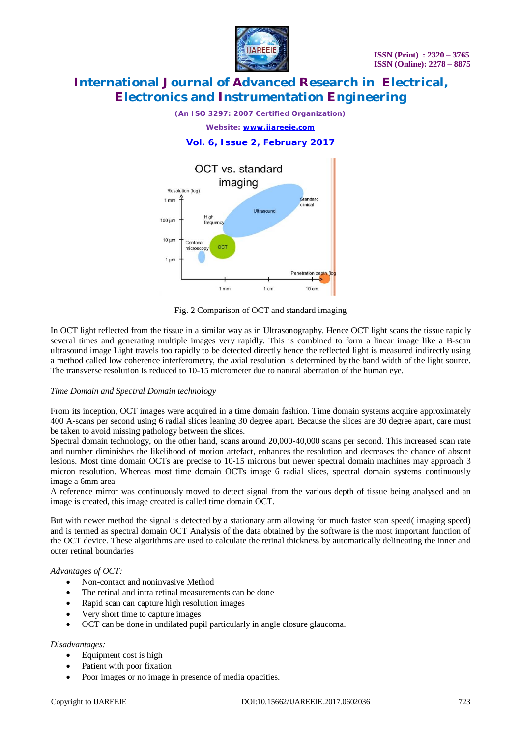Fig. 2 Comparison of OCT and standard imaging

In OCT light reflected from the tissue in a similar way as in Ultrasonography. Hence OCT light scans the tissue rapidly several times and generating multiple images very rapidly. This is combined to form a linear image like a B-scan ultrasound image Light travels too rapidly to be detected directly hence the reflected light is measured indirectly using a method called low coherence interferometry, the axial resolution is determined by the band width of the light source. The transverse resolution is reduced to 10-15 micrometer due to natural aberration of the human eye.

*Time Domain and Spectral Domain technology*

From its inception, OCT images were acquired in a time domain fashion. Time domain systems acquire approximately 400 A-scans per second using 6 radial slices leaning 30 degree apart. Because the slices are 30 degree apart, care must be taken to avoid missing pathology between the slices.
Spectral domain technology, on the other hand, scans around 20,000-40,000 scans per second. This increased scan rate and number diminishes the likelihood of motion artefact, enhances the resolution and decreases the chance of absent lesions. Most time domain OCTs are precise to 10-15 microns but newer spectral domain machines may approach 3 micron resolution. Whereas most time domain OCTs image 6 radial slices, spectral domain systems continuously image a 6mm area.
A reference mirror was continuously moved to detect signal from the various depth of tissue being analysed and an image is created, this image created is called time domain OCT.

But with newer method the signal is detected by a stationary arm allowing for much faster scan speed( imaging speed) and is termed as spectral domain OCT Analysis of the data obtained by the software is the most important function of the OCT device. These algorithms are used to calculate the retinal thickness by automatically delineating the inner and outer retinal boundaries

*Advantages of OCT:*

- Non-contact and noninvasive Method
- The retinal and intra retinal measurements can be done
- Rapid scan can capture high resolution images
- Very short time to capture images
- OCT can be done in undilated pupil particularly in angle closure glaucoma.

*Disadvantages:*

- Equipment cost is high
- Patient with poor fixation
- Poor images or no image in presence of media opacities.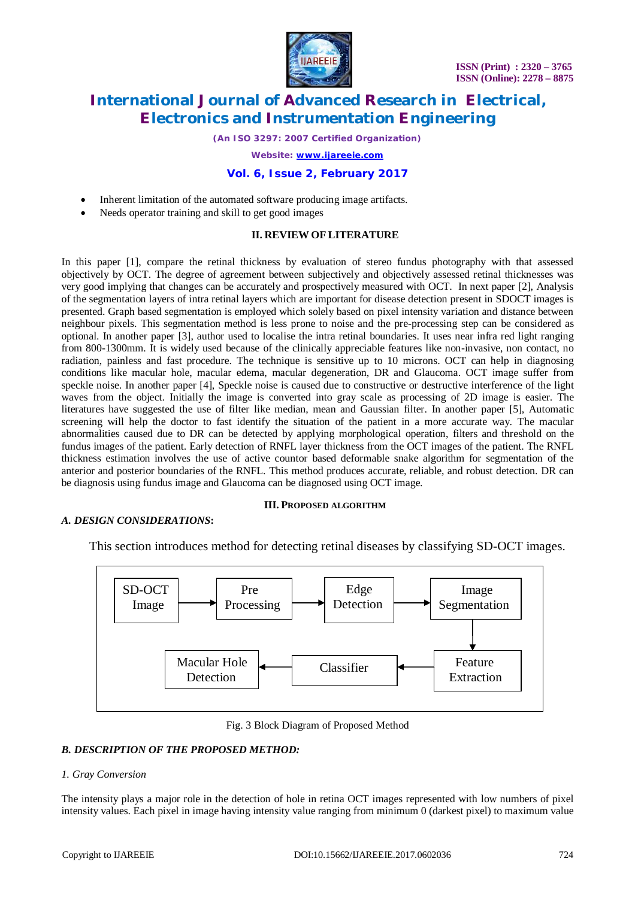- Inherent limitation of the automated software producing image artifacts.
- Needs operator training and skill to get good images

## II. REVIEW OF LITERATURE

In this paper [1], compare the retinal thickness by evaluation of stereo fundus photography with that assessed objectively by OCT. The degree of agreement between subjectively and objectively assessed retinal thicknesses was very good implying that changes can be accurately and prospectively measured with OCT. In next paper [2], Analysis of the segmentation layers of intra retinal layers which are important for disease detection present in SDOCT images is presented. Graph based segmentation is employed which solely based on pixel intensity variation and distance between neighbour pixels. This segmentation method is less prone to noise and the pre-processing step can be considered as optional. In another paper [3], author used to localise the intra retinal boundaries. It uses near infra red light ranging from 800-1300mm. It is widely used because of the clinically appreciable features like non-invasive, non contact, no radiation, painless and fast procedure. The technique is sensitive up to 10 microns. OCT can help in diagnosing conditions like macular hole, macular edema, macular degeneration, DR and Glaucoma. OCT image suffer from speckle noise. In another paper [4], Speckle noise is caused due to constructive or destructive interference of the light waves from the object. Initially the image is converted into gray scale as processing of 2D image is easier. The literatures have suggested the use of filter like median, mean and Gaussian filter. In another paper [5], Automatic screening will help the doctor to fast identify the situation of the patient in a more accurate way. The macular abnormalities caused due to DR can be detected by applying morphological operation, filters and threshold on the fundus images of the patient. Early detection of RNFL layer thickness from the OCT images of the patient. The RNFL thickness estimation involves the use of active countor based deformable snake algorithm for segmentation of the anterior and posterior boundaries of the RNFL. This method produces accurate, reliable, and robust detection. DR can be diagnosis using fundus image and Glaucoma can be diagnosed using OCT image.

## III. PROPOSED ALGORITHM

### *A. DESIGN CONSIDERATIONS*:

This section introduces method for detecting retinal diseases by classifying SD-OCT images.

SD-OCT Image → Pre Processing → Edge Detection → Image Segmentation → Feature Extraction → Classifier → Macular Hole Detection

Fig. 3 Block Diagram of Proposed Method

### *B. DESCRIPTION OF THE PROPOSED METHOD:*

*1. Gray Conversion*

The intensity plays a major role in the detection of hole in retina OCT images represented with low numbers of pixel intensity values. Each pixel in image having intensity value ranging from minimum 0 (darkest pixel) to maximum value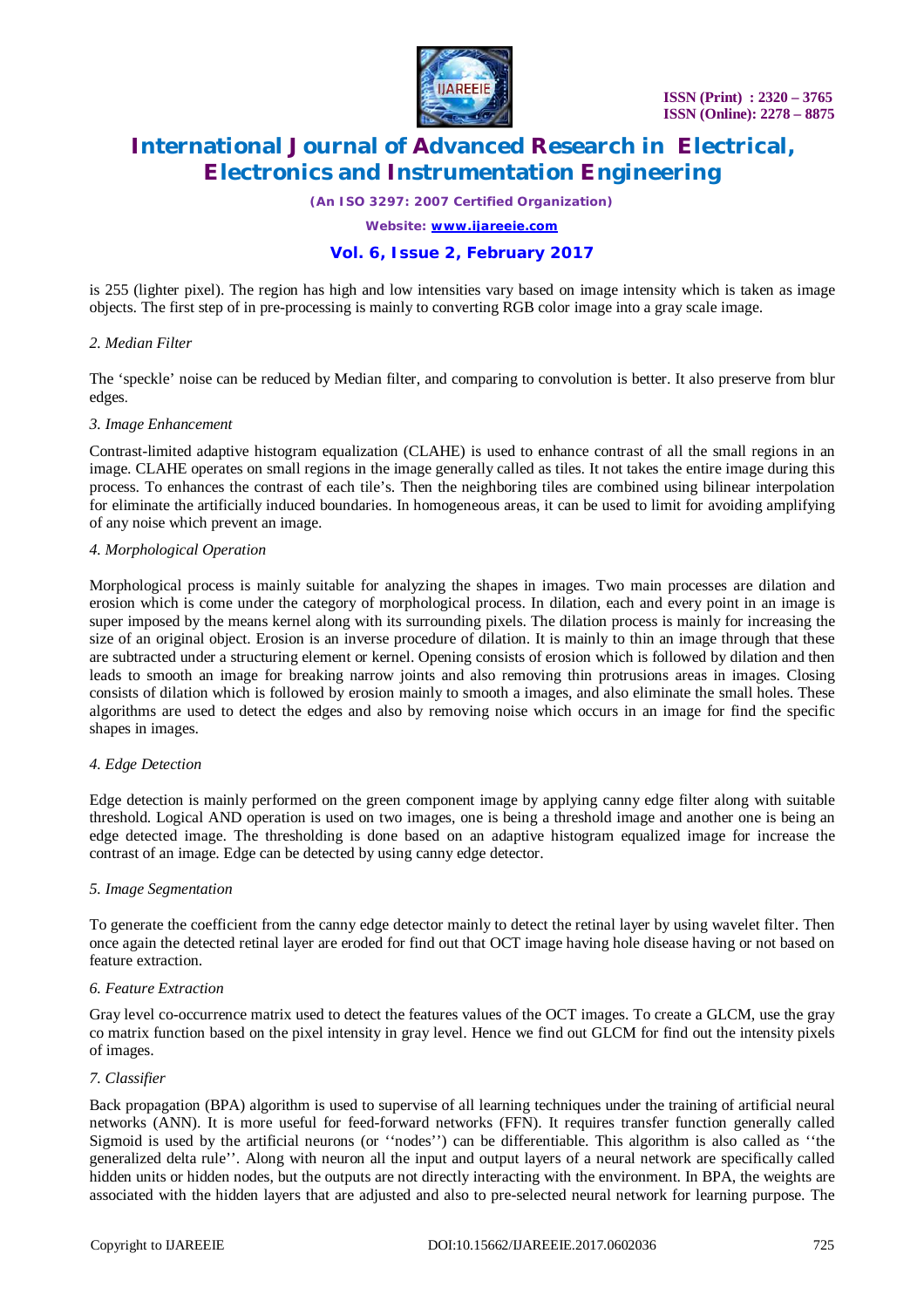is 255 (lighter pixel). The region has high and low intensities vary based on image intensity which is taken as image objects. The first step of in pre-processing is mainly to converting RGB color image into a gray scale image.

*2. Median Filter*

The 'speckle' noise can be reduced by Median filter, and comparing to convolution is better. It also preserve from blur edges.

*3. Image Enhancement*

Contrast-limited adaptive histogram equalization (CLAHE) is used to enhance contrast of all the small regions in an image. CLAHE operates on small regions in the image generally called as tiles. It not takes the entire image during this process. To enhances the contrast of each tile's. Then the neighboring tiles are combined using bilinear interpolation for eliminate the artificially induced boundaries. In homogeneous areas, it can be used to limit for avoiding amplifying of any noise which prevent an image.

*4. Morphological Operation*

Morphological process is mainly suitable for analyzing the shapes in images. Two main processes are dilation and erosion which is come under the category of morphological process. In dilation, each and every point in an image is super imposed by the means kernel along with its surrounding pixels. The dilation process is mainly for increasing the size of an original object. Erosion is an inverse procedure of dilation. It is mainly to thin an image through that these are subtracted under a structuring element or kernel. Opening consists of erosion which is followed by dilation and then leads to smooth an image for breaking narrow joints and also removing thin protrusions areas in images. Closing consists of dilation which is followed by erosion mainly to smooth a images, and also eliminate the small holes. These algorithms are used to detect the edges and also by removing noise which occurs in an image for find the specific shapes in images.

*4. Edge Detection*

Edge detection is mainly performed on the green component image by applying canny edge filter along with suitable threshold. Logical AND operation is used on two images, one is being a threshold image and another one is being an edge detected image. The thresholding is done based on an adaptive histogram equalized image for increase the contrast of an image. Edge can be detected by using canny edge detector.

*5. Image Segmentation*

To generate the coefficient from the canny edge detector mainly to detect the retinal layer by using wavelet filter. Then once again the detected retinal layer are eroded for find out that OCT image having hole disease having or not based on feature extraction.

*6. Feature Extraction*

Gray level co-occurrence matrix used to detect the features values of the OCT images. To create a GLCM, use the gray co matrix function based on the pixel intensity in gray level. Hence we find out GLCM for find out the intensity pixels of images.

*7. Classifier*

Back propagation (BPA) algorithm is used to supervise of all learning techniques under the training of artificial neural networks (ANN). It is more useful for feed-forward networks (FFN). It requires transfer function generally called Sigmoid is used by the artificial neurons (or ''nodes'') can be differentiable. This algorithm is also called as ''the generalized delta rule''. Along with neuron all the input and output layers of a neural network are specifically called hidden units or hidden nodes, but the outputs are not directly interacting with the environment. In BPA, the weights are associated with the hidden layers that are adjusted and also to pre-selected neural network for learning purpose. The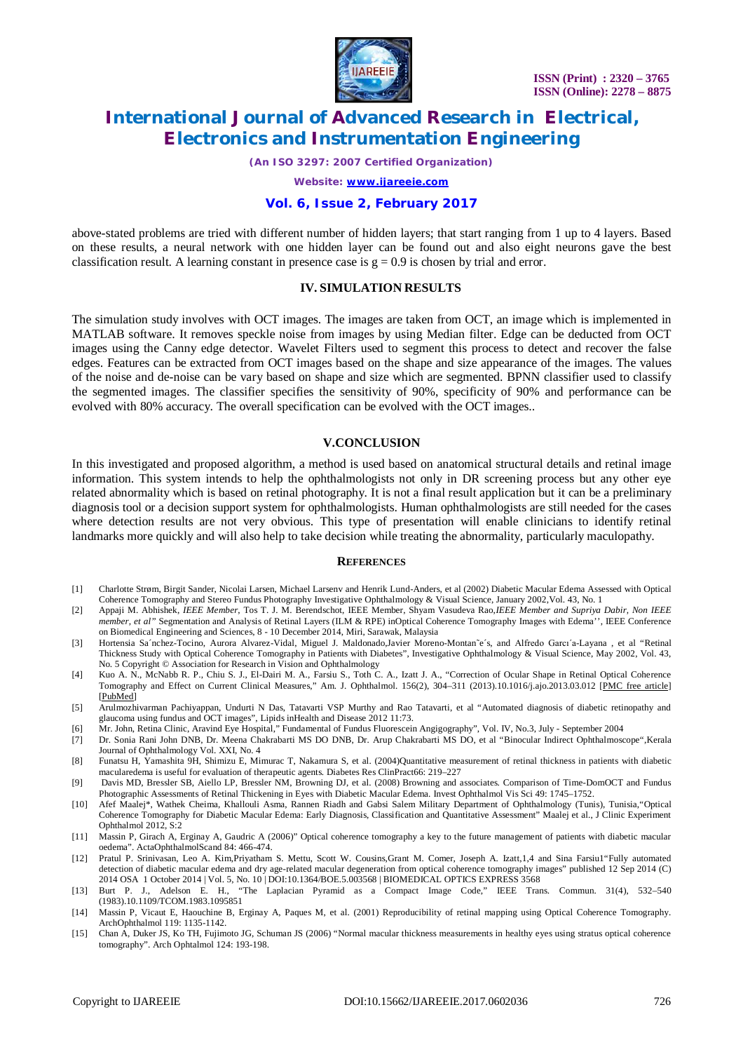above-stated problems are tried with different number of hidden layers; that start ranging from 1 up to 4 layers. Based on these results, a neural network with one hidden layer can be found out and also eight neurons gave the best classification result. A learning constant in presence case is $g = 0.9$ is chosen by trial and error.

## IV. SIMULATION RESULTS

The simulation study involves with OCT images. The images are taken from OCT, an image which is implemented in MATLAB software. It removes speckle noise from images by using Median filter. Edge can be deducted from OCT images using the Canny edge detector. Wavelet Filters used to segment this process to detect and recover the false edges. Features can be extracted from OCT images based on the shape and size appearance of the images. The values of the noise and de-noise can be vary based on shape and size which are segmented. BPNN classifier used to classify the segmented images. The classifier specifies the sensitivity of 90%, specificity of 90% and performance can be evolved with 80% accuracy. The overall specification can be evolved with the OCT images..

## V.CONCLUSION

In this investigated and proposed algorithm, a method is used based on anatomical structural details and retinal image information. This system intends to help the ophthalmologists not only in DR screening process but any other eye related abnormality which is based on retinal photography. It is not a final result application but it can be a preliminary diagnosis tool or a decision support system for ophthalmologists. Human ophthalmologists are still needed for the cases where detection results are not very obvious. This type of presentation will enable clinicians to identify retinal landmarks more quickly and will also help to take decision while treating the abnormality, particularly maculopathy.

## REFERENCES

[1] Charlotte Strøm, Birgit Sander, Nicolai Larsen, Michael Larsenv and Henrik Lund-Anders, et al (2002) Diabetic Macular Edema Assessed with Optical Coherence Tomography and Stereo Fundus Photography Investigative Ophthalmology & Visual Science, January 2002,Vol. 43, No. 1

[2] Appaji M. Abhishek, *IEEE Member*, Tos T. J. M. Berendschot, IEEE Member, Shyam Vasudeva Rao,*IEEE Member and Supriya Dabir, Non IEEE member, et al"* Segmentation and Analysis of Retinal Layers (ILM & RPE) inOptical Coherence Tomography Images with Edema'', IEEE Conference on Biomedical Engineering and Sciences, 8 - 10 December 2014, Miri, Sarawak, Malaysia

[3] Hortensia Sa´nchez-Tocino, Aurora Alvarez-Vidal, Miguel J. Maldonado,Javier Moreno-Montan˜e´s, and Alfredo Garcı´a-Layana , et al "Retinal Thickness Study with Optical Coherence Tomography in Patients with Diabetes", Investigative Ophthalmology & Visual Science, May 2002, Vol. 43, No. 5 Copyright © Association for Research in Vision and Ophthalmology

[4] Kuo A. N., McNabb R. P., Chiu S. J., El-Dairi M. A., Farsiu S., Toth C. A., Izatt J. A., "Correction of Ocular Shape in Retinal Optical Coherence Tomography and Effect on Current Clinical Measures," Am. J. Ophthalmol. 156(2), 304–311 (2013).10.1016/j.ajo.2013.03.012 [PMC free article] [PubMed]

[5] Arulmozhivarman Pachiyappan, Undurti N Das, Tatavarti VSP Murthy and Rao Tatavarti, et al "Automated diagnosis of diabetic retinopathy and glaucoma using fundus and OCT images", Lipids inHealth and Disease 2012 11:73.

[6] Mr. John, Retina Clinic, Aravind Eye Hospital," Fundamental of Fundus Fluorescein Angigography", Vol. IV, No.3, July - September 2004

[7] Dr. Sonia Rani John DNB, Dr. Meena Chakrabarti MS DO DNB, Dr. Arup Chakrabarti MS DO, et al "Binocular Indirect Ophthalmoscope",Kerala Journal of Ophthalmology Vol. XXI, No. 4

[8] Funatsu H, Yamashita 9H, Shimizu E, Mimurac T, Nakamura S, et al. (2004)Quantitative measurement of retinal thickness in patients with diabetic macularedema is useful for evaluation of therapeutic agents. Diabetes Res ClinPract66: 219–227

[9] Davis MD, Bressler SB, Aiello LP, Bressler NM, Browning DJ, et al. (2008) Browning and associates. Comparison of Time-DomOCT and Fundus Photographic Assessments of Retinal Thickening in Eyes with Diabetic Macular Edema. Invest Ophthalmol Vis Sci 49: 1745–1752.

[10] Afef Maalej*, Wathek Cheima, Khallouli Asma, Rannen Riadh and Gabsi Salem Military Department of Ophthalmology (Tunis), Tunisia,"Optical Coherence Tomography for Diabetic Macular Edema: Early Diagnosis, Classification and Quantitative Assessment" Maalej et al., J Clinic Experiment Ophthalmol 2012, S:2

[11] Massin P, Girach A, Erginay A, Gaudric A (2006)" Optical coherence tomography a key to the future management of patients with diabetic macular oedema". ActaOphthalmolScand 84: 466-474.

[12] Pratul P. Srinivasan, Leo A. Kim,Priyatham S. Mettu, Scott W. Cousins,Grant M. Comer, Joseph A. Izatt,1,4 and Sina Farsiu1"Fully automated detection of diabetic macular edema and dry age-related macular degeneration from optical coherence tomography images" published 12 Sep 2014 (C) 2014 OSA 1 October 2014 | Vol. 5, No. 10 | DOI:10.1364/BOE.5.003568 | BIOMEDICAL OPTICS EXPRESS 3568

[13] Burt P. J., Adelson E. H., "The Laplacian Pyramid as a Compact Image Code," IEEE Trans. Commun. 31(4), 532–540 (1983).10.1109/TCOM.1983.1095851

[14] Massin P, Vicaut E, Haouchine B, Erginay A, Paques M, et al. (2001) Reproducibility of retinal mapping using Optical Coherence Tomography. ArchOphthalmol 119: 1135-1142.

[15] Chan A, Duker JS, Ko TH, Fujimoto JG, Schuman JS (2006) "Normal macular thickness measurements in healthy eyes using stratus optical coherence tomography". Arch Ophtalmol 124: 193-198.